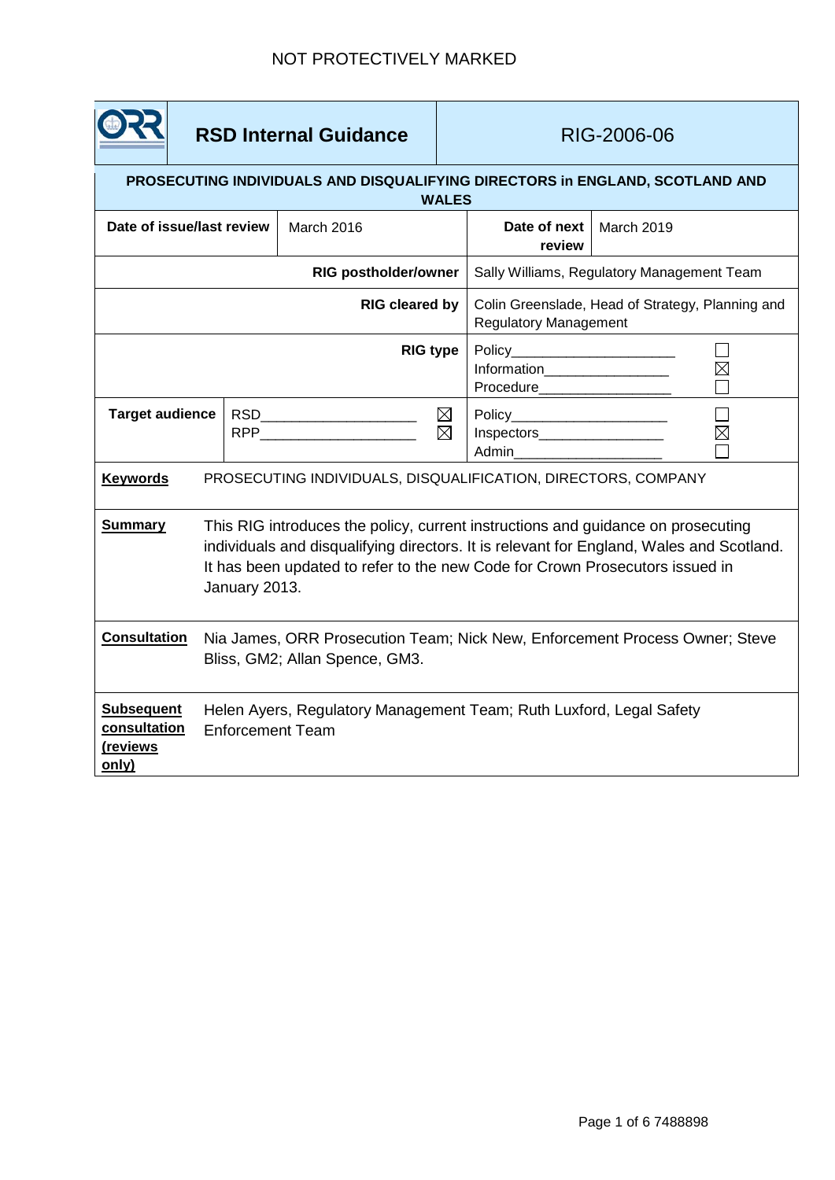NOT PROTECTIVELY MARKED

| | | |
|---|---|---|
| ORR | **RSD Internal Guidance** | RIG-2006-06 |

**PROSECUTING INDIVIDUALS AND DISQUALIFYING DIRECTORS in ENGLAND, SCOTLAND AND WALES**

| | | | |
|---|---|---|---|
| **Date of issue/last review** | March 2016 | **Date of next review** | March 2019 |
| **RIG postholder/owner** | | Sally Williams, Regulatory Management Team | |
| **RIG cleared by** | | Colin Greenslade, Head of Strategy, Planning and Regulatory Management | |
| **RIG type** | | Policy ☐<br>Information ☒<br>Procedure ☐ | |
| **Target audience** | RSD ☒<br>RPP ☒ | Policy ☐<br>Inspectors ☒<br>Admin ☐ | |

**Keywords** PROSECUTING INDIVIDUALS, DISQUALIFICATION, DIRECTORS, COMPANY

**Summary** This RIG introduces the policy, current instructions and guidance on prosecuting individuals and disqualifying directors. It is relevant for England, Wales and Scotland. It has been updated to refer to the new Code for Crown Prosecutors issued in January 2013.

**Consultation** Nia James, ORR Prosecution Team; Nick New, Enforcement Process Owner; Steve Bliss, GM2; Allan Spence, GM3.

**Subsequent consultation (reviews only)** Helen Ayers, Regulatory Management Team; Ruth Luxford, Legal Safety Enforcement Team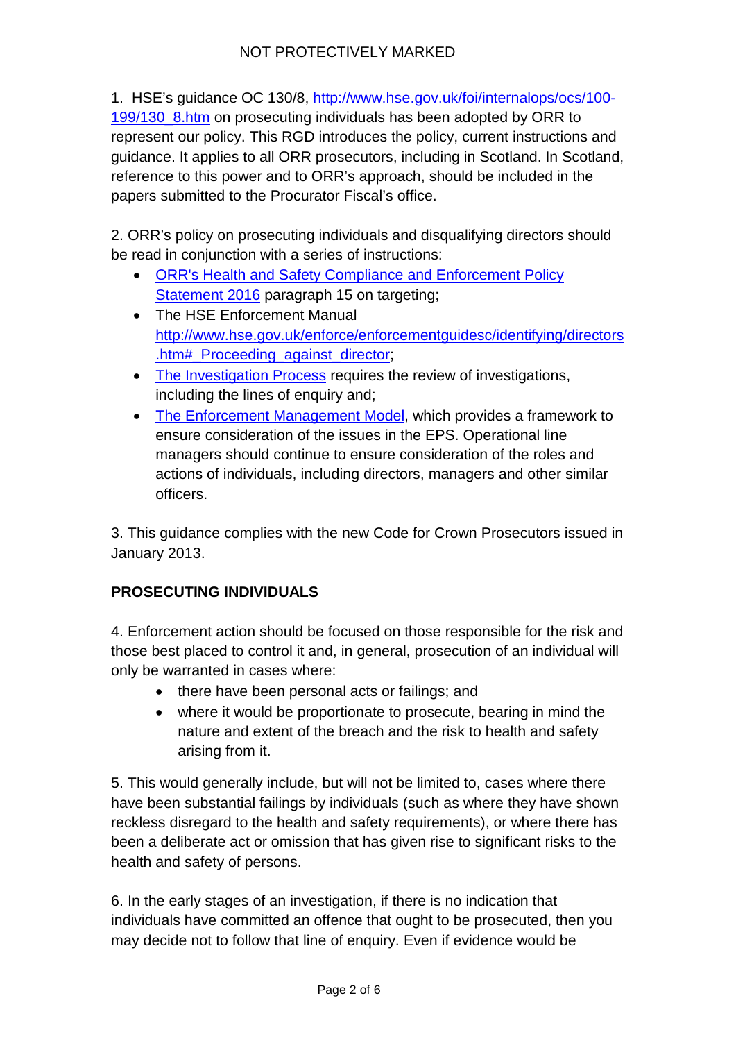1. HSE's guidance OC 130/8, [http://www.hse.gov.uk/foi/internalops/ocs/100-199/130_8.htm](http://www.hse.gov.uk/foi/internalops/ocs/100-199/130_8.htm) on prosecuting individuals has been adopted by ORR to represent our policy. This RGD introduces the policy, current instructions and guidance. It applies to all ORR prosecutors, including in Scotland. In Scotland, reference to this power and to ORR's approach, should be included in the papers submitted to the Procurator Fiscal's office.

2. ORR's policy on prosecuting individuals and disqualifying directors should be read in conjunction with a series of instructions:

- ORR's Health and Safety Compliance and Enforcement Policy Statement 2016 paragraph 15 on targeting;
- The HSE Enforcement Manual [http://www.hse.gov.uk/enforce/enforcementguidesc/identifying/directors.htm#_Proceeding_against_director](http://www.hse.gov.uk/enforce/enforcementguidesc/identifying/directors.htm#_Proceeding_against_director);
- The Investigation Process requires the review of investigations, including the lines of enquiry and;
- The Enforcement Management Model, which provides a framework to ensure consideration of the issues in the EPS. Operational line managers should continue to ensure consideration of the roles and actions of individuals, including directors, managers and other similar officers.

3. This guidance complies with the new Code for Crown Prosecutors issued in January 2013.

## PROSECUTING INDIVIDUALS

4. Enforcement action should be focused on those responsible for the risk and those best placed to control it and, in general, prosecution of an individual will only be warranted in cases where:

- there have been personal acts or failings; and
- where it would be proportionate to prosecute, bearing in mind the nature and extent of the breach and the risk to health and safety arising from it.

5. This would generally include, but will not be limited to, cases where there have been substantial failings by individuals (such as where they have shown reckless disregard to the health and safety requirements), or where there has been a deliberate act or omission that has given rise to significant risks to the health and safety of persons.

6. In the early stages of an investigation, if there is no indication that individuals have committed an offence that ought to be prosecuted, then you may decide not to follow that line of enquiry. Even if evidence would be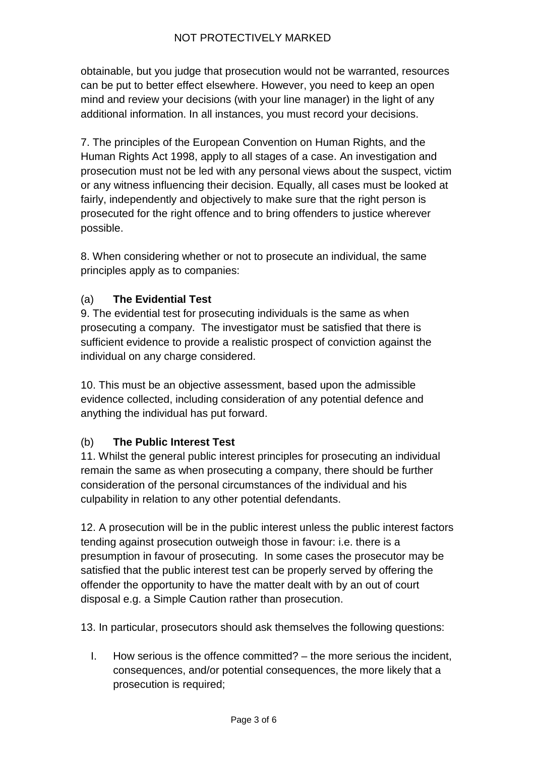obtainable, but you judge that prosecution would not be warranted, resources can be put to better effect elsewhere. However, you need to keep an open mind and review your decisions (with your line manager) in the light of any additional information. In all instances, you must record your decisions.

7. The principles of the European Convention on Human Rights, and the Human Rights Act 1998, apply to all stages of a case. An investigation and prosecution must not be led with any personal views about the suspect, victim or any witness influencing their decision. Equally, all cases must be looked at fairly, independently and objectively to make sure that the right person is prosecuted for the right offence and to bring offenders to justice wherever possible.

8. When considering whether or not to prosecute an individual, the same principles apply as to companies:

(a) **The Evidential Test**

9. The evidential test for prosecuting individuals is the same as when prosecuting a company. The investigator must be satisfied that there is sufficient evidence to provide a realistic prospect of conviction against the individual on any charge considered.

10. This must be an objective assessment, based upon the admissible evidence collected, including consideration of any potential defence and anything the individual has put forward.

(b) **The Public Interest Test**

11. Whilst the general public interest principles for prosecuting an individual remain the same as when prosecuting a company, there should be further consideration of the personal circumstances of the individual and his culpability in relation to any other potential defendants.

12. A prosecution will be in the public interest unless the public interest factors tending against prosecution outweigh those in favour: i.e. there is a presumption in favour of prosecuting. In some cases the prosecutor may be satisfied that the public interest test can be properly served by offering the offender the opportunity to have the matter dealt with by an out of court disposal e.g. a Simple Caution rather than prosecution.

13. In particular, prosecutors should ask themselves the following questions:

I. How serious is the offence committed? – the more serious the incident, consequences, and/or potential consequences, the more likely that a prosecution is required;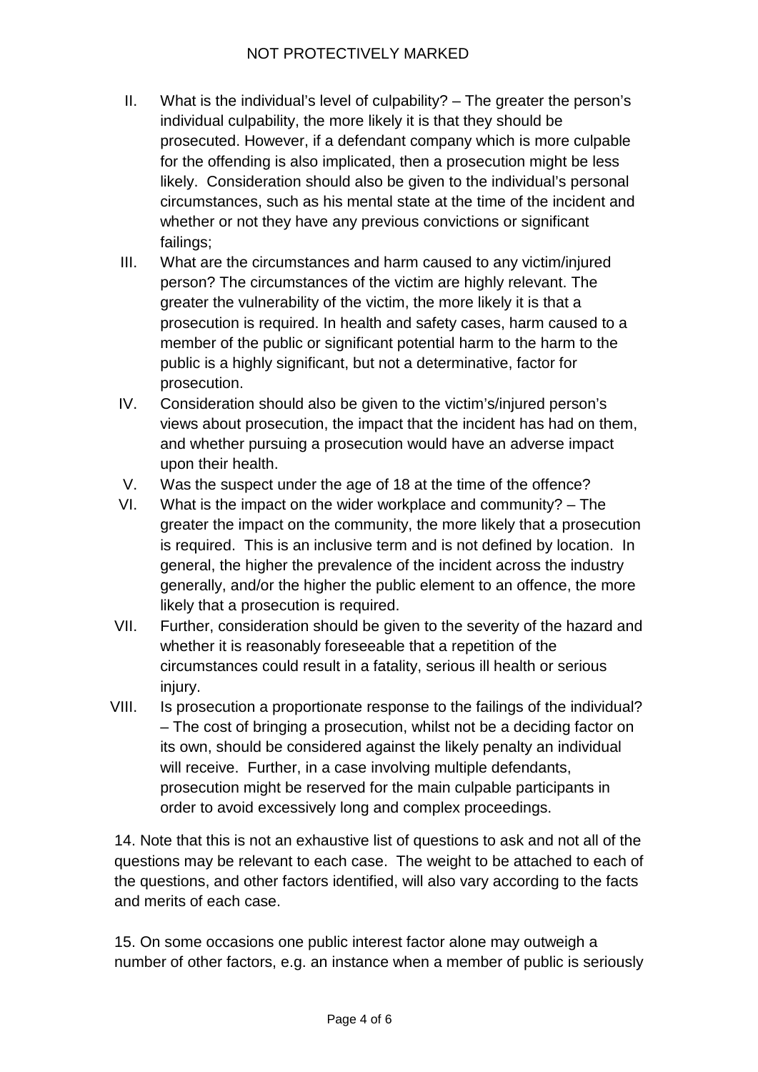II. What is the individual's level of culpability? – The greater the person's individual culpability, the more likely it is that they should be prosecuted. However, if a defendant company which is more culpable for the offending is also implicated, then a prosecution might be less likely. Consideration should also be given to the individual's personal circumstances, such as his mental state at the time of the incident and whether or not they have any previous convictions or significant failings;

III. What are the circumstances and harm caused to any victim/injured person? The circumstances of the victim are highly relevant. The greater the vulnerability of the victim, the more likely it is that a prosecution is required. In health and safety cases, harm caused to a member of the public or significant potential harm to the harm to the public is a highly significant, but not a determinative, factor for prosecution.

IV. Consideration should also be given to the victim's/injured person's views about prosecution, the impact that the incident has had on them, and whether pursuing a prosecution would have an adverse impact upon their health.

V. Was the suspect under the age of 18 at the time of the offence?

VI. What is the impact on the wider workplace and community? – The greater the impact on the community, the more likely that a prosecution is required. This is an inclusive term and is not defined by location. In general, the higher the prevalence of the incident across the industry generally, and/or the higher the public element to an offence, the more likely that a prosecution is required.

VII. Further, consideration should be given to the severity of the hazard and whether it is reasonably foreseeable that a repetition of the circumstances could result in a fatality, serious ill health or serious injury.

VIII. Is prosecution a proportionate response to the failings of the individual? – The cost of bringing a prosecution, whilst not be a deciding factor on its own, should be considered against the likely penalty an individual will receive. Further, in a case involving multiple defendants, prosecution might be reserved for the main culpable participants in order to avoid excessively long and complex proceedings.

14. Note that this is not an exhaustive list of questions to ask and not all of the questions may be relevant to each case. The weight to be attached to each of the questions, and other factors identified, will also vary according to the facts and merits of each case.

15. On some occasions one public interest factor alone may outweigh a number of other factors, e.g. an instance when a member of public is seriously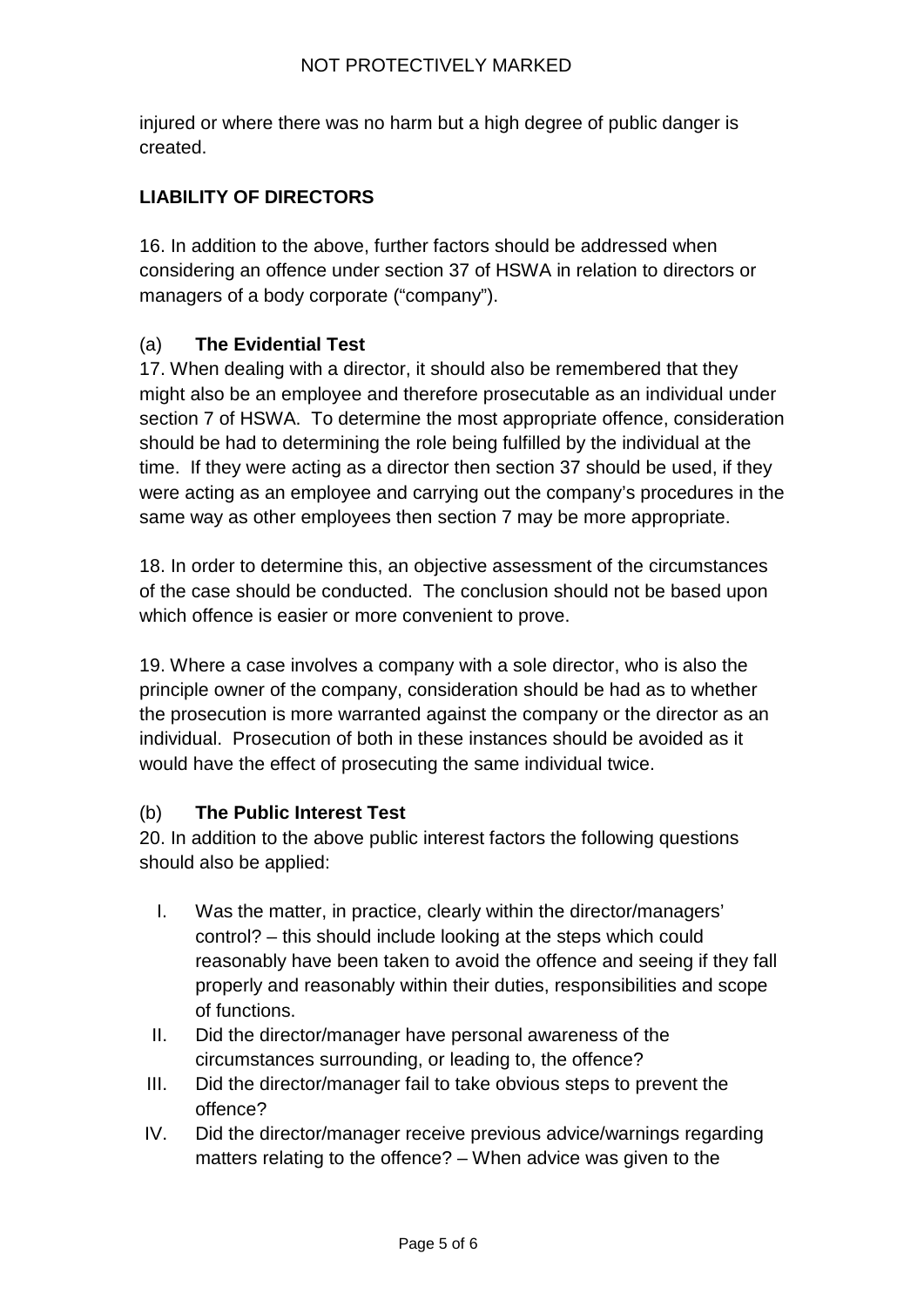injured or where there was no harm but a high degree of public danger is created.

## LIABILITY OF DIRECTORS

16. In addition to the above, further factors should be addressed when considering an offence under section 37 of HSWA in relation to directors or managers of a body corporate ("company").

### (a) The Evidential Test

17. When dealing with a director, it should also be remembered that they might also be an employee and therefore prosecutable as an individual under section 7 of HSWA. To determine the most appropriate offence, consideration should be had to determining the role being fulfilled by the individual at the time. If they were acting as a director then section 37 should be used, if they were acting as an employee and carrying out the company's procedures in the same way as other employees then section 7 may be more appropriate.

18. In order to determine this, an objective assessment of the circumstances of the case should be conducted. The conclusion should not be based upon which offence is easier or more convenient to prove.

19. Where a case involves a company with a sole director, who is also the principle owner of the company, consideration should be had as to whether the prosecution is more warranted against the company or the director as an individual. Prosecution of both in these instances should be avoided as it would have the effect of prosecuting the same individual twice.

### (b) The Public Interest Test

20. In addition to the above public interest factors the following questions should also be applied:

I. Was the matter, in practice, clearly within the director/managers' control? – this should include looking at the steps which could reasonably have been taken to avoid the offence and seeing if they fall properly and reasonably within their duties, responsibilities and scope of functions.
II. Did the director/manager have personal awareness of the circumstances surrounding, or leading to, the offence?
III. Did the director/manager fail to take obvious steps to prevent the offence?
IV. Did the director/manager receive previous advice/warnings regarding matters relating to the offence? – When advice was given to the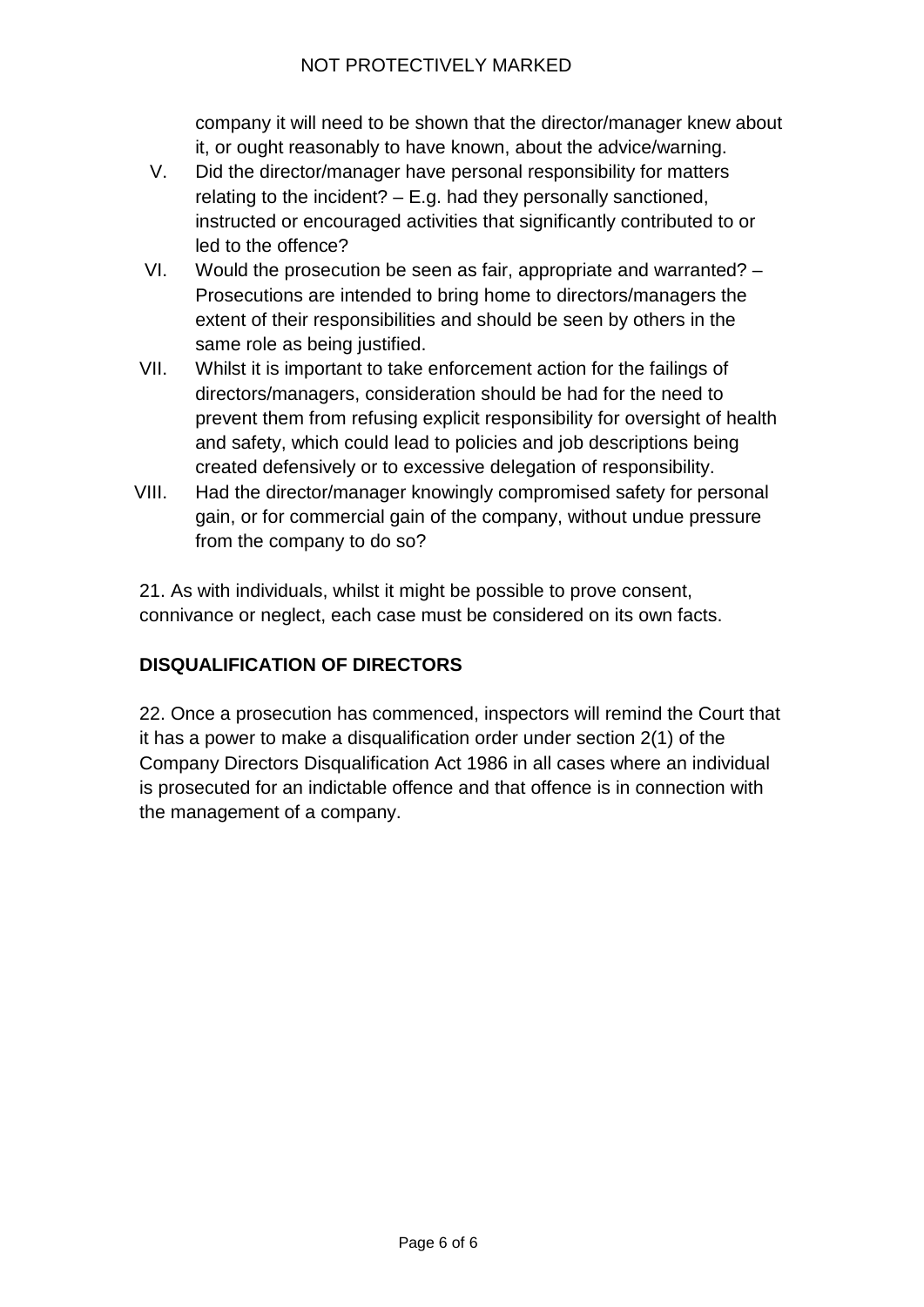company it will need to be shown that the director/manager knew about it, or ought reasonably to have known, about the advice/warning.

V. Did the director/manager have personal responsibility for matters relating to the incident? – E.g. had they personally sanctioned, instructed or encouraged activities that significantly contributed to or led to the offence?

VI. Would the prosecution be seen as fair, appropriate and warranted? – Prosecutions are intended to bring home to directors/managers the extent of their responsibilities and should be seen by others in the same role as being justified.

VII. Whilst it is important to take enforcement action for the failings of directors/managers, consideration should be had for the need to prevent them from refusing explicit responsibility for oversight of health and safety, which could lead to policies and job descriptions being created defensively or to excessive delegation of responsibility.

VIII. Had the director/manager knowingly compromised safety for personal gain, or for commercial gain of the company, without undue pressure from the company to do so?

21. As with individuals, whilst it might be possible to prove consent, connivance or neglect, each case must be considered on its own facts.

## DISQUALIFICATION OF DIRECTORS

22. Once a prosecution has commenced, inspectors will remind the Court that it has a power to make a disqualification order under section 2(1) of the Company Directors Disqualification Act 1986 in all cases where an individual is prosecuted for an indictable offence and that offence is in connection with the management of a company.